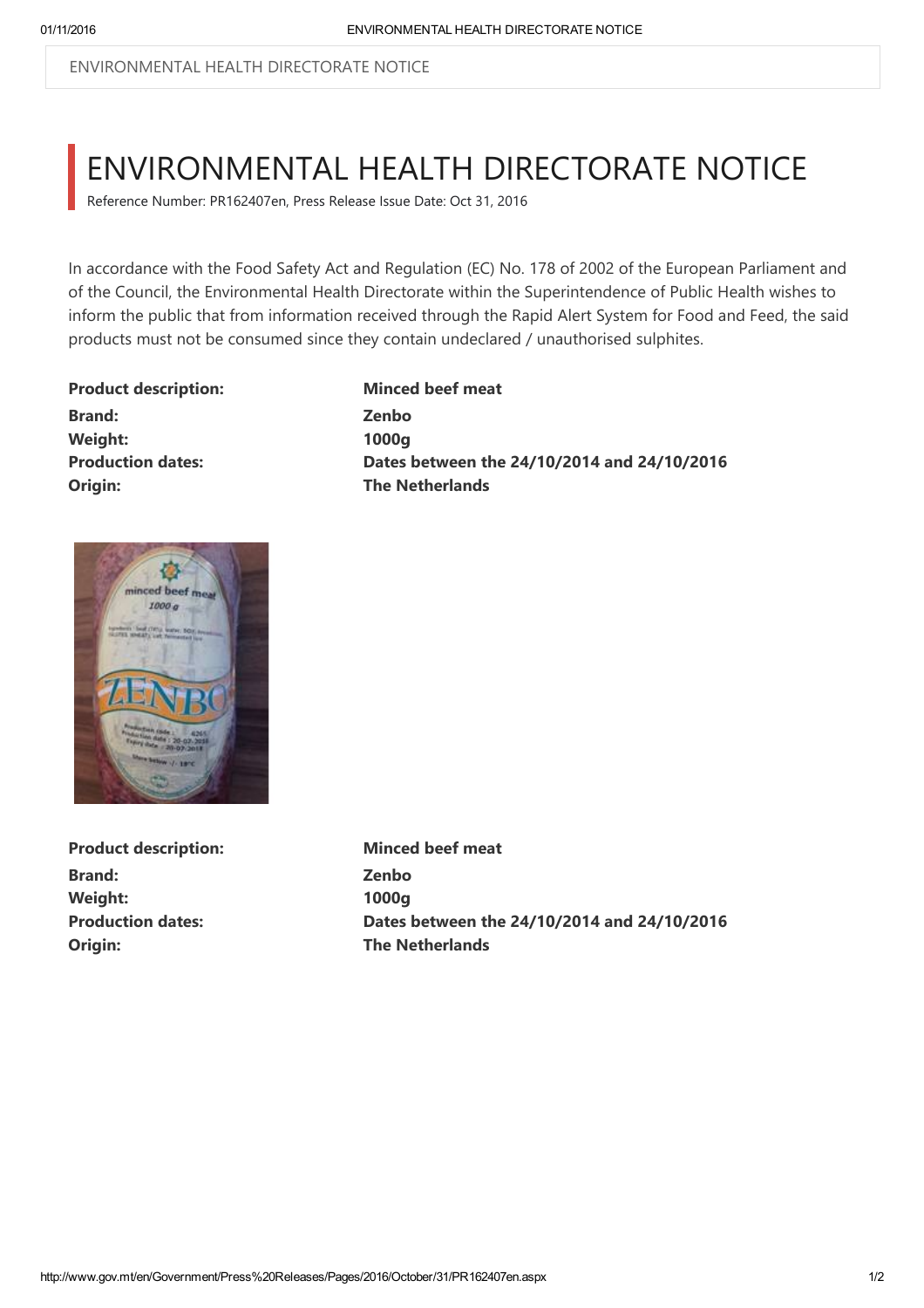ENVIRONMENTAL HEALTH DIRECTORATE NOTICE

# ENVIRONMENTAL HEALTH DIRECTORATE NOTICE

Reference Number: PR162407en, Press Release Issue Date: Oct 31, 2016

In accordance with the Food Safety Act and Regulation (EC) No. 178 of 2002 of the European Parliament and of the Council, the Environmental Health Directorate within the Superintendence of Public Health wishes to inform the public that from information received through the Rapid Alert System for Food and Feed, the said products must not be consumed since they contain undeclared / unauthorised sulphites.

| | |
|---|---|
| **Product description:** | **Minced beef meat** |
| **Brand:** | **Zenbo** |
| **Weight:** | **1000g** |
| **Production dates:** | **Dates between the 24/10/2014 and 24/10/2016** |
| **Origin:** | **The Netherlands** |

| | |
|---|---|
| **Product description:** | **Minced beef meat** |
| **Brand:** | **Zenbo** |
| **Weight:** | **1000g** |
| **Production dates:** | **Dates between the 24/10/2014 and 24/10/2016** |
| **Origin:** | **The Netherlands** |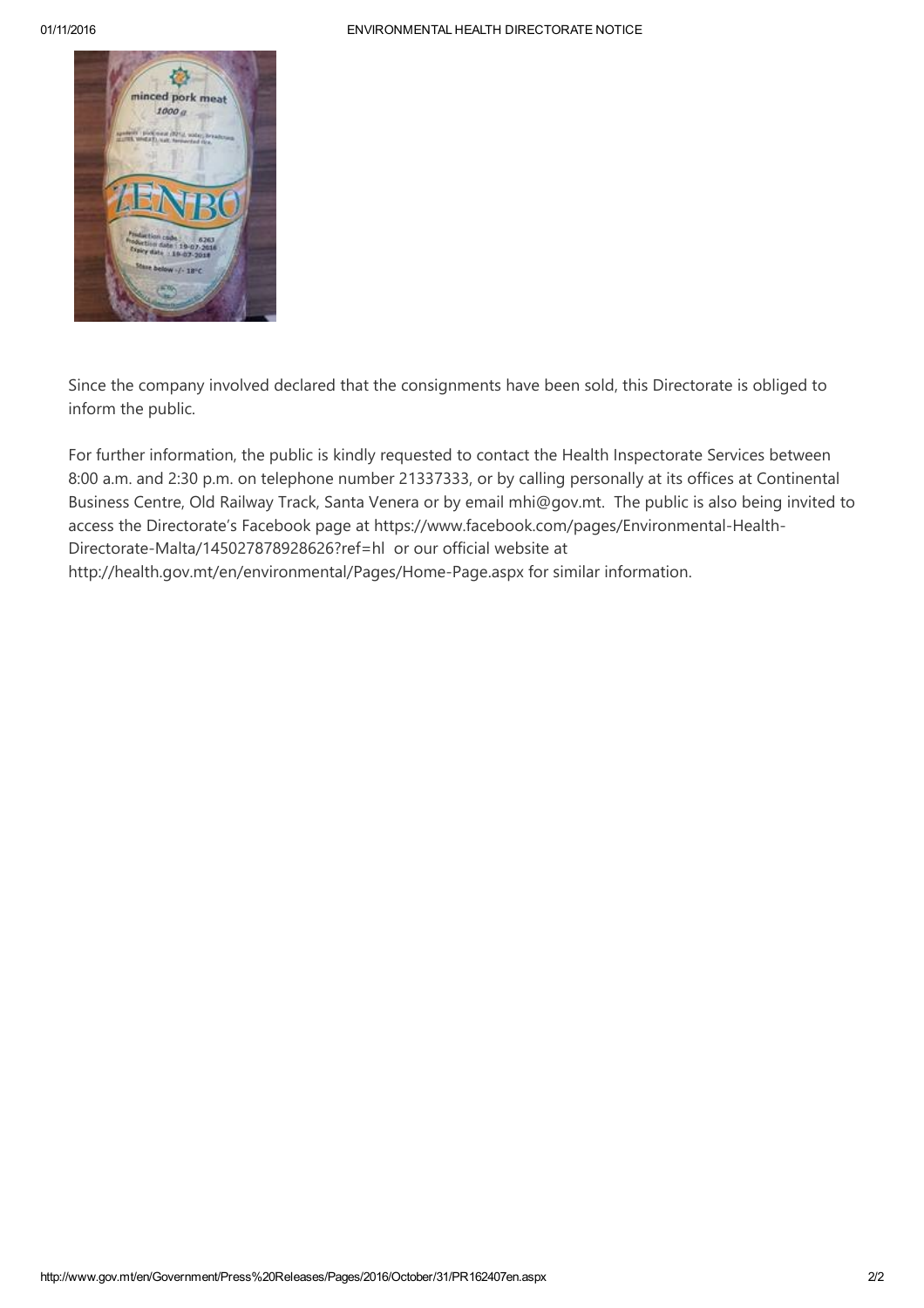Since the company involved declared that the consignments have been sold, this Directorate is obliged to inform the public.

For further information, the public is kindly requested to contact the Health Inspectorate Services between 8:00 a.m. and 2:30 p.m. on telephone number 21337333, or by calling personally at its offices at Continental Business Centre, Old Railway Track, Santa Venera or by email mhi@gov.mt. The public is also being invited to access the Directorate's Facebook page at https://www.facebook.com/pages/Environmental-Health-Directorate-Malta/145027878928626?ref=hl or our official website at http://health.gov.mt/en/environmental/Pages/Home-Page.aspx for similar information.